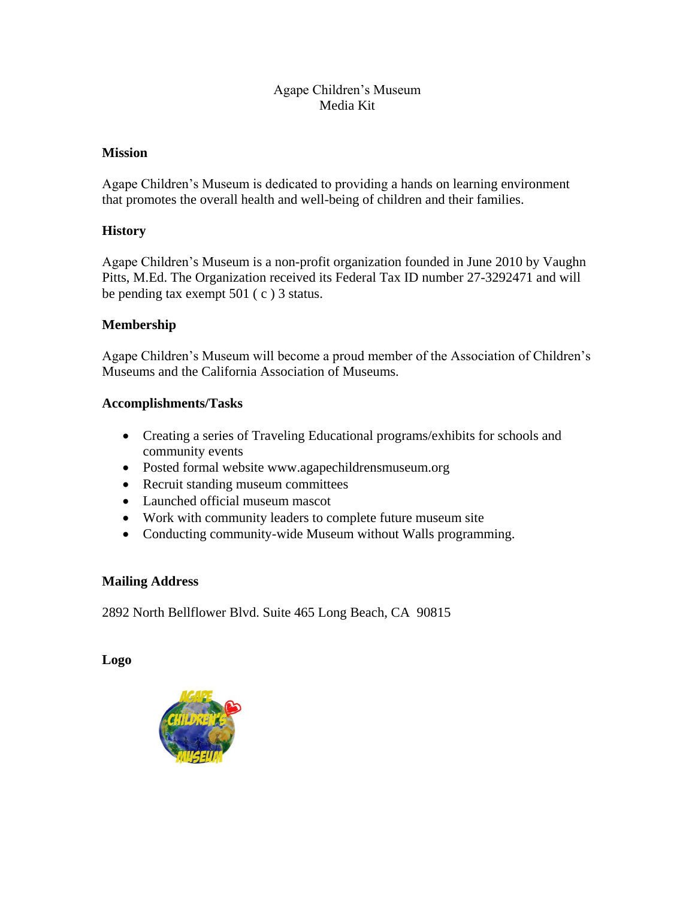# Agape Children's Museum
# Media Kit

## Mission

Agape Children's Museum is dedicated to providing a hands on learning environment that promotes the overall health and well-being of children and their families.

## History

Agape Children's Museum is a non-profit organization founded in June 2010 by Vaughn Pitts, M.Ed. The Organization received its Federal Tax ID number 27-3292471 and will be pending tax exempt 501 ( c ) 3 status.

## Membership

Agape Children's Museum will become a proud member of the Association of Children's Museums and the California Association of Museums.

## Accomplishments/Tasks

- Creating a series of Traveling Educational programs/exhibits for schools and community events
- Posted formal website www.agapechildrensmuseum.org
- Recruit standing museum committees
- Launched official museum mascot
- Work with community leaders to complete future museum site
- Conducting community-wide Museum without Walls programming.

## Mailing Address

2892 North Bellflower Blvd. Suite 465 Long Beach, CA  90815

## Logo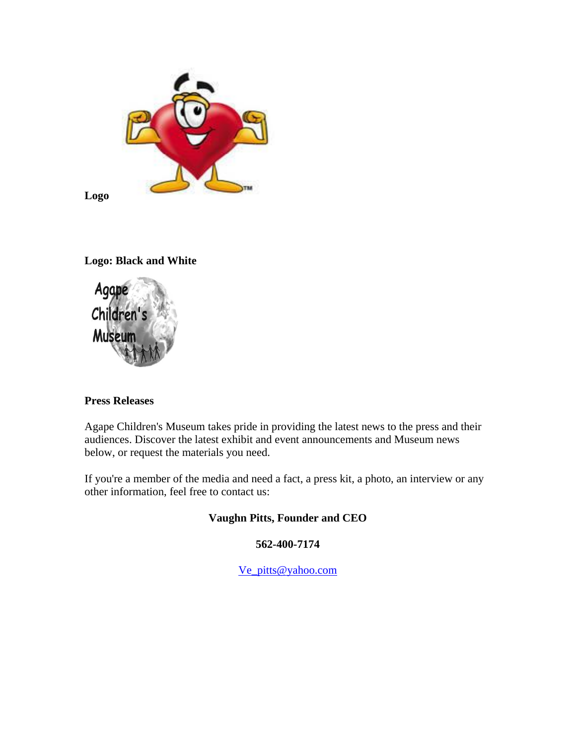**Logo**

**Logo: Black and White**

**Press Releases**

Agape Children's Museum takes pride in providing the latest news to the press and their audiences. Discover the latest exhibit and event announcements and Museum news below, or request the materials you need.

If you're a member of the media and need a fact, a press kit, a photo, an interview or any other information, feel free to contact us:

**Vaughn Pitts, Founder and CEO**

**562-400-7174**

Ve_pitts@yahoo.com